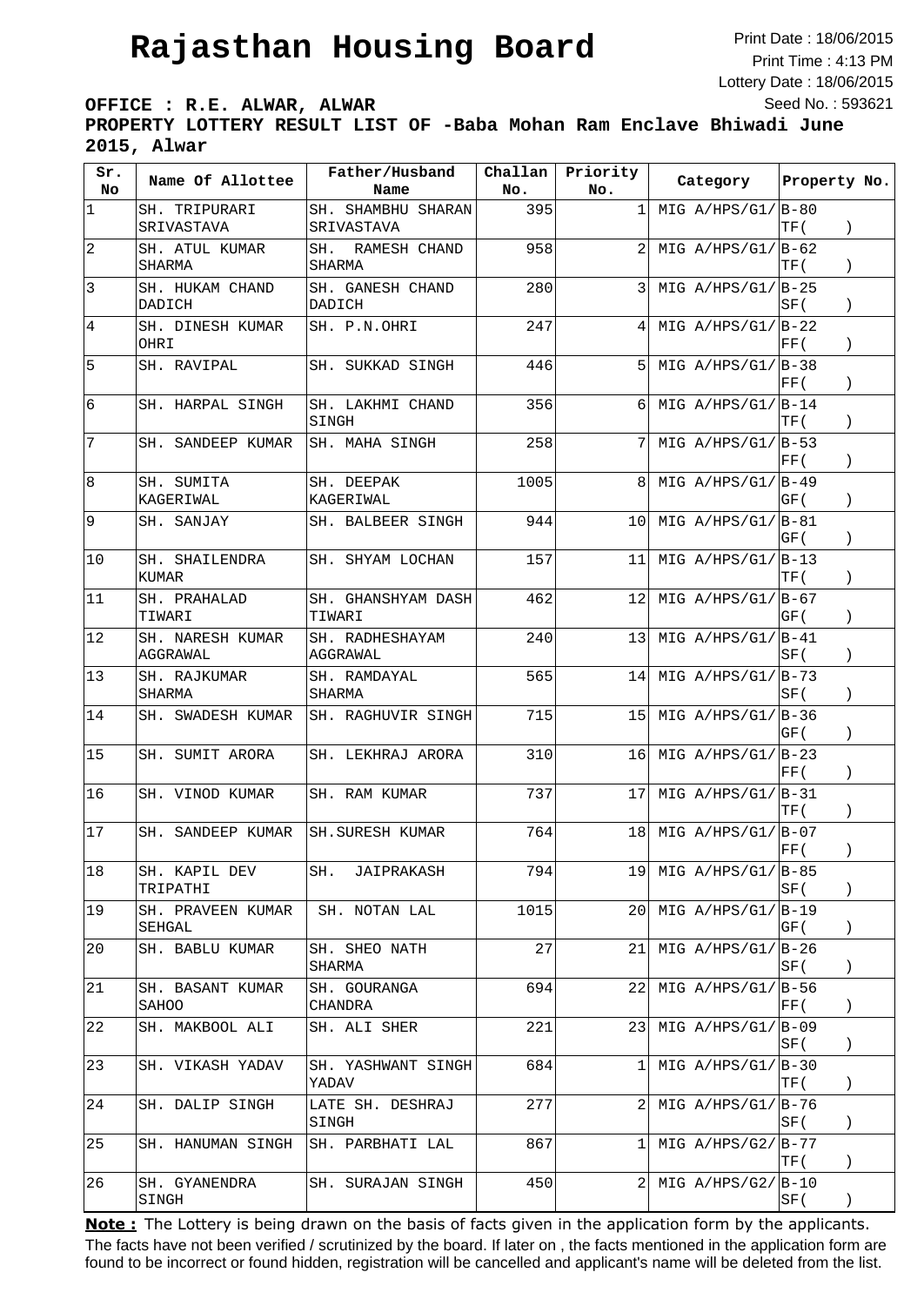# Rajasthan Housing Board

Print Date : 18/06/2015
Print Time : 4:13 PM
Lottery Date : 18/06/2015
Seed No. : 593621

**OFFICE : R.E. ALWAR, ALWAR**

**PROPERTY LOTTERY RESULT LIST OF -Baba Mohan Ram Enclave Bhiwadi June 2015, Alwar**

| Sr. No | Name Of Allottee | Father/Husband Name | Challan No. | Priority No. | Category | Property No. |
|---|---|---|---|---|---|---|
| 1 | SH. TRIPURARI SRIVASTAVA | SH. SHAMBHU SHARAN SRIVASTAVA | 395 | 1 | MIG A/HPS/G1/ | B-80 TF( ) |
| 2 | SH. ATUL KUMAR SHARMA | SH. RAMESH CHAND SHARMA | 958 | 2 | MIG A/HPS/G1/ | B-62 TF( ) |
| 3 | SH. HUKAM CHAND DADICH | SH. GANESH CHAND DADICH | 280 | 3 | MIG A/HPS/G1/ | B-25 SF( ) |
| 4 | SH. DINESH KUMAR OHRI | SH. P.N.OHRI | 247 | 4 | MIG A/HPS/G1/ | B-22 FF( ) |
| 5 | SH. RAVIPAL | SH. SUKKAD SINGH | 446 | 5 | MIG A/HPS/G1/ | B-38 FF( ) |
| 6 | SH. HARPAL SINGH | SH. LAKHMI CHAND SINGH | 356 | 6 | MIG A/HPS/G1/ | B-14 TF( ) |
| 7 | SH. SANDEEP KUMAR | SH. MAHA SINGH | 258 | 7 | MIG A/HPS/G1/ | B-53 FF( ) |
| 8 | SH. SUMITA KAGERIWAL | SH. DEEPAK KAGERIWAL | 1005 | 8 | MIG A/HPS/G1/ | B-49 GF( ) |
| 9 | SH. SANJAY | SH. BALBEER SINGH | 944 | 10 | MIG A/HPS/G1/ | B-81 GF( ) |
| 10 | SH. SHAILENDRA KUMAR | SH. SHYAM LOCHAN | 157 | 11 | MIG A/HPS/G1/ | B-13 TF( ) |
| 11 | SH. PRAHALAD TIWARI | SH. GHANSHYAM DASH TIWARI | 462 | 12 | MIG A/HPS/G1/ | B-67 GF( ) |
| 12 | SH. NARESH KUMAR AGGRAWAL | SH. RADHESHAYAM AGGRAWAL | 240 | 13 | MIG A/HPS/G1/ | B-41 SF( ) |
| 13 | SH. RAJKUMAR SHARMA | SH. RAMDAYAL SHARMA | 565 | 14 | MIG A/HPS/G1/ | B-73 SF( ) |
| 14 | SH. SWADESH KUMAR | SH. RAGHUVIR SINGH | 715 | 15 | MIG A/HPS/G1/ | B-36 GF( ) |
| 15 | SH. SUMIT ARORA | SH. LEKHRAJ ARORA | 310 | 16 | MIG A/HPS/G1/ | B-23 FF( ) |
| 16 | SH. VINOD KUMAR | SH. RAM KUMAR | 737 | 17 | MIG A/HPS/G1/ | B-31 TF( ) |
| 17 | SH. SANDEEP KUMAR | SH.SURESH KUMAR | 764 | 18 | MIG A/HPS/G1/ | B-07 FF( ) |
| 18 | SH. KAPIL DEV TRIPATHI | SH. JAIPRAKASH | 794 | 19 | MIG A/HPS/G1/ | B-85 SF( ) |
| 19 | SH. PRAVEEN KUMAR SEHGAL | SH. NOTAN LAL | 1015 | 20 | MIG A/HPS/G1/ | B-19 GF( ) |
| 20 | SH. BABLU KUMAR | SH. SHEO NATH SHARMA | 27 | 21 | MIG A/HPS/G1/ | B-26 SF( ) |
| 21 | SH. BASANT KUMAR SAHOO | SH. GOURANGA CHANDRA | 694 | 22 | MIG A/HPS/G1/ | B-56 FF( ) |
| 22 | SH. MAKBOOL ALI | SH. ALI SHER | 221 | 23 | MIG A/HPS/G1/ | B-09 SF( ) |
| 23 | SH. VIKASH YADAV | SH. YASHWANT SINGH YADAV | 684 | 1 | MIG A/HPS/G1/ | B-30 TF( ) |
| 24 | SH. DALIP SINGH | LATE SH. DESHRAJ SINGH | 277 | 2 | MIG A/HPS/G1/ | B-76 SF( ) |
| 25 | SH. HANUMAN SINGH | SH. PARBHATI LAL | 867 | 1 | MIG A/HPS/G2/ | B-77 TF( ) |
| 26 | SH. GYANENDRA SINGH | SH. SURAJAN SINGH | 450 | 2 | MIG A/HPS/G2/ | B-10 SF( ) |

**Note :** The Lottery is being drawn on the basis of facts given in the application form by the applicants. The facts have not been verified / scrutinized by the board. If later on , the facts mentioned in the application form are found to be incorrect or found hidden, registration will be cancelled and applicant's name will be deleted from the list.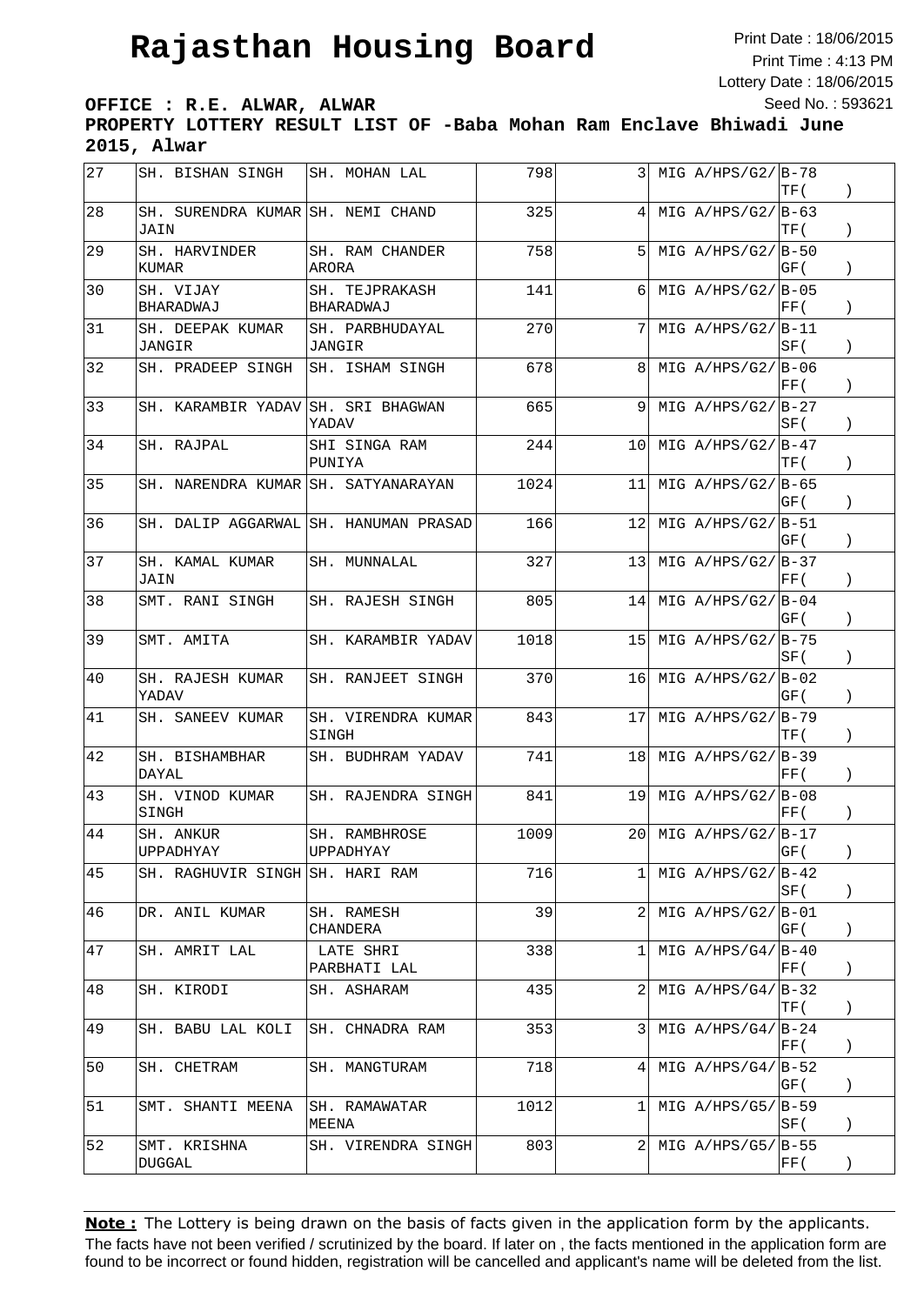# Rajasthan Housing Board

Print Date : 18/06/2015
Print Time : 4:13 PM
Lottery Date : 18/06/2015
Seed No. : 593621

**OFFICE : R.E. ALWAR, ALWAR**
**PROPERTY LOTTERY RESULT LIST OF -Baba Mohan Ram Enclave Bhiwadi June 2015, Alwar**

| | | | | | | |
|---|---|---|---|---|---|---|
| 27 | SH. BISHAN SINGH | SH. MOHAN LAL | 798 | 3 | MIG A/HPS/G2/ | B-78 TF( ) |
| 28 | SH. SURENDRA KUMAR JAIN | SH. NEMI CHAND | 325 | 4 | MIG A/HPS/G2/ | B-63 TF( ) |
| 29 | SH. HARVINDER KUMAR | SH. RAM CHANDER ARORA | 758 | 5 | MIG A/HPS/G2/ | B-50 GF( ) |
| 30 | SH. VIJAY BHARADWAJ | SH. TEJPRAKASH BHARADWAJ | 141 | 6 | MIG A/HPS/G2/ | B-05 FF( ) |
| 31 | SH. DEEPAK KUMAR JANGIR | SH. PARBHUDAYAL JANGIR | 270 | 7 | MIG A/HPS/G2/ | B-11 SF( ) |
| 32 | SH. PRADEEP SINGH | SH. ISHAM SINGH | 678 | 8 | MIG A/HPS/G2/ | B-06 FF( ) |
| 33 | SH. KARAMBIR YADAV | SH. SRI BHAGWAN YADAV | 665 | 9 | MIG A/HPS/G2/ | B-27 SF( ) |
| 34 | SH. RAJPAL | SHI SINGA RAM PUNIYA | 244 | 10 | MIG A/HPS/G2/ | B-47 TF( ) |
| 35 | SH. NARENDRA KUMAR | SH. SATYANARAYAN | 1024 | 11 | MIG A/HPS/G2/ | B-65 GF( ) |
| 36 | SH. DALIP AGGARWAL | SH. HANUMAN PRASAD | 166 | 12 | MIG A/HPS/G2/ | B-51 GF( ) |
| 37 | SH. KAMAL KUMAR JAIN | SH. MUNNALAL | 327 | 13 | MIG A/HPS/G2/ | B-37 FF( ) |
| 38 | SMT. RANI SINGH | SH. RAJESH SINGH | 805 | 14 | MIG A/HPS/G2/ | B-04 GF( ) |
| 39 | SMT. AMITA | SH. KARAMBIR YADAV | 1018 | 15 | MIG A/HPS/G2/ | B-75 SF( ) |
| 40 | SH. RAJESH KUMAR YADAV | SH. RANJEET SINGH | 370 | 16 | MIG A/HPS/G2/ | B-02 GF( ) |
| 41 | SH. SANEEV KUMAR | SH. VIRENDRA KUMAR SINGH | 843 | 17 | MIG A/HPS/G2/ | B-79 TF( ) |
| 42 | SH. BISHAMBHAR DAYAL | SH. BUDHRAM YADAV | 741 | 18 | MIG A/HPS/G2/ | B-39 FF( ) |
| 43 | SH. VINOD KUMAR SINGH | SH. RAJENDRA SINGH | 841 | 19 | MIG A/HPS/G2/ | B-08 FF( ) |
| 44 | SH. ANKUR UPPADHYAY | SH. RAMBHROSE UPPADHYAY | 1009 | 20 | MIG A/HPS/G2/ | B-17 GF( ) |
| 45 | SH. RAGHUVIR SINGH | SH. HARI RAM | 716 | 1 | MIG A/HPS/G2/ | B-42 SF( ) |
| 46 | DR. ANIL KUMAR | SH. RAMESH CHANDERA | 39 | 2 | MIG A/HPS/G2/ | B-01 GF( ) |
| 47 | SH. AMRIT LAL | LATE SHRI PARBHATI LAL | 338 | 1 | MIG A/HPS/G4/ | B-40 FF( ) |
| 48 | SH. KIRODI | SH. ASHARAM | 435 | 2 | MIG A/HPS/G4/ | B-32 TF( ) |
| 49 | SH. BABU LAL KOLI | SH. CHNADRA RAM | 353 | 3 | MIG A/HPS/G4/ | B-24 FF( ) |
| 50 | SH. CHETRAM | SH. MANGTURAM | 718 | 4 | MIG A/HPS/G4/ | B-52 GF( ) |
| 51 | SMT. SHANTI MEENA | SH. RAMAWATAR MEENA | 1012 | 1 | MIG A/HPS/G5/ | B-59 SF( ) |
| 52 | SMT. KRISHNA DUGGAL | SH. VIRENDRA SINGH | 803 | 2 | MIG A/HPS/G5/ | B-55 FF( ) |

**Note :** The Lottery is being drawn on the basis of facts given in the application form by the applicants. The facts have not been verified / scrutinized by the board. If later on , the facts mentioned in the application form are found to be incorrect or found hidden, registration will be cancelled and applicant's name will be deleted from the list.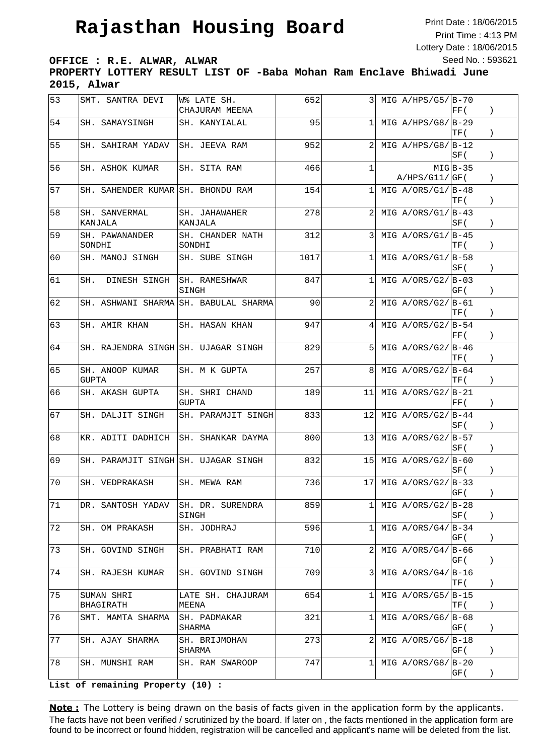# Rajasthan Housing Board

Print Date : 18/06/2015
Print Time : 4:13 PM
Lottery Date : 18/06/2015
Seed No. : 593621

**OFFICE : R.E. ALWAR, ALWAR**

**PROPERTY LOTTERY RESULT LIST OF -Baba Mohan Ram Enclave Bhiwadi June 2015, Alwar**

| | | | | | | |
|---|---|---|---|---|---|---|
| 53 | SMT. SANTRA DEVI | W% LATE SH. CHAJURAM MEENA | 652 | 3 | MIG A/HPS/G5/ | B-70 FF( ) |
| 54 | SH. SAMAYSINGH | SH. KANYIALAL | 95 | 1 | MIG A/HPS/G8/ | B-29 TF( ) |
| 55 | SH. SAHIRAM YADAV | SH. JEEVA RAM | 952 | 2 | MIG A/HPS/G8/ | B-12 SF( ) |
| 56 | SH. ASHOK KUMAR | SH. SITA RAM | 466 | 1 | MIG A/HPS/G11/ | B-35 GF( ) |
| 57 | SH. SAHENDER KUMAR | SH. BHONDU RAM | 154 | 1 | MIG A/ORS/G1/ | B-48 TF( ) |
| 58 | SH. SANVERMAL KANJALA | SH. JAHAWAHER KANJALA | 278 | 2 | MIG A/ORS/G1/ | B-43 SF( ) |
| 59 | SH. PAWANANDER SONDHI | SH. CHANDER NATH SONDHI | 312 | 3 | MIG A/ORS/G1/ | B-45 TF( ) |
| 60 | SH. MANOJ SINGH | SH. SUBE SINGH | 1017 | 1 | MIG A/ORS/G1/ | B-58 SF( ) |
| 61 | SH. DINESH SINGH | SH. RAMESHWAR SINGH | 847 | 1 | MIG A/ORS/G2/ | B-03 GF( ) |
| 62 | SH. ASHWANI SHARMA | SH. BABULAL SHARMA | 90 | 2 | MIG A/ORS/G2/ | B-61 TF( ) |
| 63 | SH. AMIR KHAN | SH. HASAN KHAN | 947 | 4 | MIG A/ORS/G2/ | B-54 FF( ) |
| 64 | SH. RAJENDRA SINGH | SH. UJAGAR SINGH | 829 | 5 | MIG A/ORS/G2/ | B-46 TF( ) |
| 65 | SH. ANOOP KUMAR GUPTA | SH. M K GUPTA | 257 | 8 | MIG A/ORS/G2/ | B-64 TF( ) |
| 66 | SH. AKASH GUPTA | SH. SHRI CHAND GUPTA | 189 | 11 | MIG A/ORS/G2/ | B-21 FF( ) |
| 67 | SH. DALJIT SINGH | SH. PARAMJIT SINGH | 833 | 12 | MIG A/ORS/G2/ | B-44 SF( ) |
| 68 | KR. ADITI DADHICH | SH. SHANKAR DAYMA | 800 | 13 | MIG A/ORS/G2/ | B-57 SF( ) |
| 69 | SH. PARAMJIT SINGH | SH. UJAGAR SINGH | 832 | 15 | MIG A/ORS/G2/ | B-60 SF( ) |
| 70 | SH. VEDPRAKASH | SH. MEWA RAM | 736 | 17 | MIG A/ORS/G2/ | B-33 GF( ) |
| 71 | DR. SANTOSH YADAV | SH. DR. SURENDRA SINGH | 859 | 1 | MIG A/ORS/G2/ | B-28 SF( ) |
| 72 | SH. OM PRAKASH | SH. JODHRAJ | 596 | 1 | MIG A/ORS/G4/ | B-34 GF( ) |
| 73 | SH. GOVIND SINGH | SH. PRABHATI RAM | 710 | 2 | MIG A/ORS/G4/ | B-66 GF( ) |
| 74 | SH. RAJESH KUMAR | SH. GOVIND SINGH | 709 | 3 | MIG A/ORS/G4/ | B-16 TF( ) |
| 75 | SUMAN SHRI BHAGIRATH | LATE SH. CHAJURAM MEENA | 654 | 1 | MIG A/ORS/G5/ | B-15 TF( ) |
| 76 | SMT. MAMTA SHARMA | SH. PADMAKAR SHARMA | 321 | 1 | MIG A/ORS/G6/ | B-68 GF( ) |
| 77 | SH. AJAY SHARMA | SH. BRIJMOHAN SHARMA | 273 | 2 | MIG A/ORS/G6/ | B-18 GF( ) |
| 78 | SH. MUNSHI RAM | SH. RAM SWAROOP | 747 | 1 | MIG A/ORS/G8/ | B-20 GF( ) |

**List of remaining Property (10) :**

**Note :** The Lottery is being drawn on the basis of facts given in the application form by the applicants. The facts have not been verified / scrutinized by the board. If later on , the facts mentioned in the application form are found to be incorrect or found hidden, registration will be cancelled and applicant's name will be deleted from the list.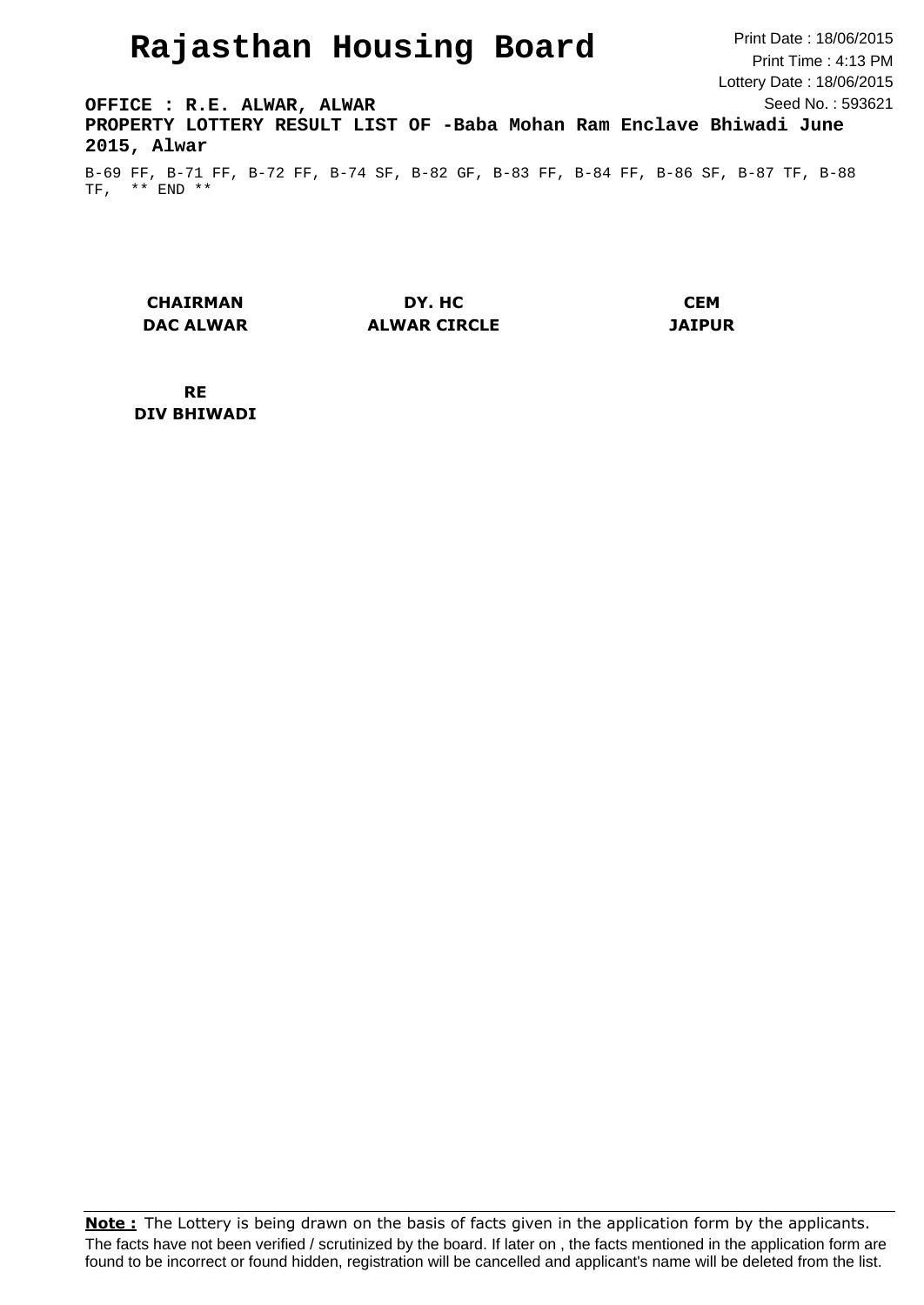# Rajasthan Housing Board

Print Date : 18/06/2015
Print Time : 4:13 PM
Lottery Date : 18/06/2015
Seed No. : 593621

**OFFICE : R.E. ALWAR, ALWAR**

**PROPERTY LOTTERY RESULT LIST OF -Baba Mohan Ram Enclave Bhiwadi June 2015, Alwar**

B-69 FF, B-71 FF, B-72 FF, B-74 SF, B-82 GF, B-83 FF, B-84 FF, B-86 SF, B-87 TF, B-88 TF, ** END **

| | | |
|---|---|---|
| **CHAIRMAN**<br>**DAC ALWAR** | **DY. HC**<br>**ALWAR CIRCLE** | **CEM**<br>**JAIPUR** |
| **RE**<br>**DIV BHIWADI** | | |

**Note :** The Lottery is being drawn on the basis of facts given in the application form by the applicants. The facts have not been verified / scrutinized by the board. If later on , the facts mentioned in the application form are found to be incorrect or found hidden, registration will be cancelled and applicant's name will be deleted from the list.